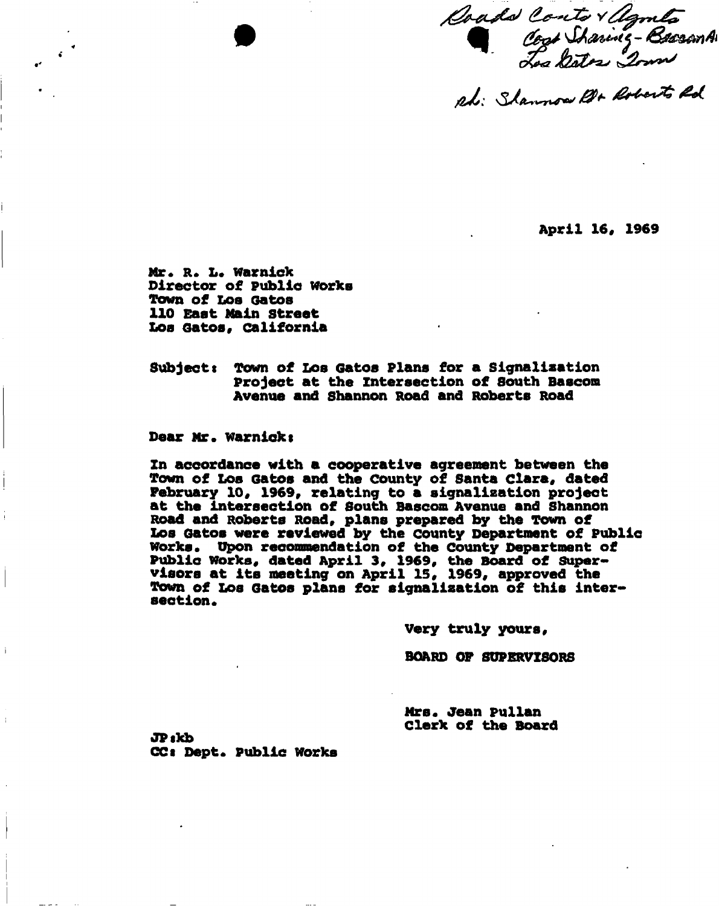Roads Contr & Agmts
Cost Sharing - Bascom Av
Los Gatos Town

re: Shannon Rd & Roberts Rd

April 16, 1969

Mr. R. L. Warnick
Director of Public Works
Town of Los Gatos
110 East Main Street
Los Gatos, California

Subject: Town of Los Gatos Plans for a Signalization Project at the Intersection of South Bascom Avenue and Shannon Road and Roberts Road

Dear Mr. Warnick:

In accordance with a cooperative agreement between the Town of Los Gatos and the County of Santa Clara, dated February 10, 1969, relating to a signalization project at the intersection of South Bascom Avenue and Shannon Road and Roberts Road, plans prepared by the Town of Los Gatos were reviewed by the County Department of Public Works. Upon recommendation of the County Department of Public Works, dated April 3, 1969, the Board of Supervisors at its meeting on April 15, 1969, approved the Town of Los Gatos plans for signalization of this intersection.

Very truly yours,

BOARD OF SUPERVISORS

Mrs. Jean Pullan
Clerk of the Board

JP:kb
CC: Dept. Public Works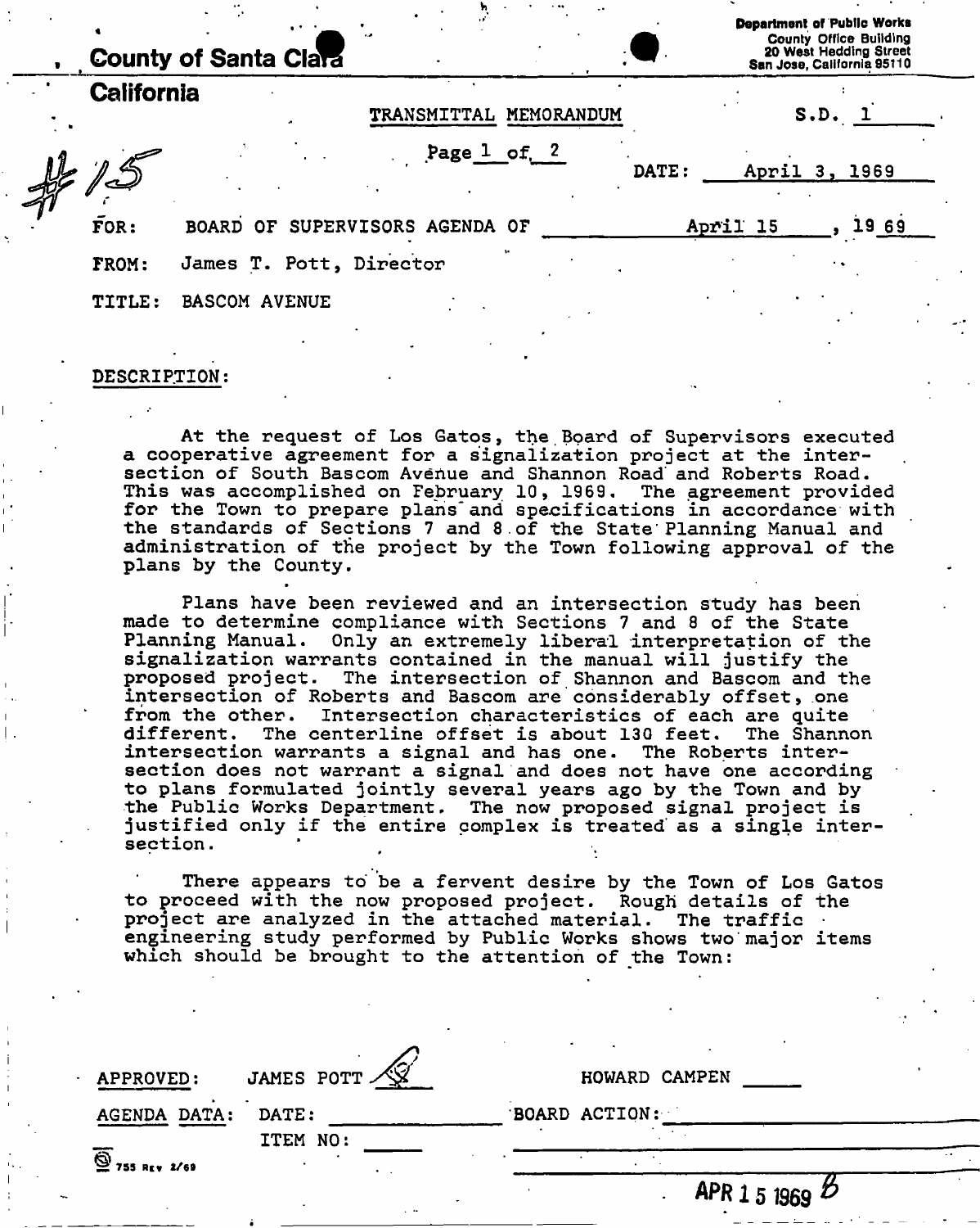County of Santa Clara

**California**

Department of Public Works
County Office Building
20 West Hedding Street
San Jose, California 95110

TRANSMITTAL MEMORANDUM

S.D. 1

Page 1 of 2

DATE: April 3, 1969

#15

FOR: BOARD OF SUPERVISORS AGENDA OF April 15, 1969

FROM: James T. Pott, Director

TITLE: BASCOM AVENUE

DESCRIPTION:

At the request of Los Gatos, the Board of Supervisors executed a cooperative agreement for a signalization project at the intersection of South Bascom Avenue and Shannon Road and Roberts Road. This was accomplished on February 10, 1969. The agreement provided for the Town to prepare plans and specifications in accordance with the standards of Sections 7 and 8 of the State Planning Manual and administration of the project by the Town following approval of the plans by the County.

Plans have been reviewed and an intersection study has been made to determine compliance with Sections 7 and 8 of the State Planning Manual. Only an extremely liberal interpretation of the signalization warrants contained in the manual will justify the proposed project. The intersection of Shannon and Bascom and the intersection of Roberts and Bascom are considerably offset, one from the other. Intersection characteristics of each are quite different. The centerline offset is about 130 feet. The Shannon intersection warrants a signal and has one. The Roberts intersection does not warrant a signal and does not have one according to plans formulated jointly several years ago by the Town and by the Public Works Department. The now proposed signal project is justified only if the entire complex is treated as a single intersection.

There appears to be a fervent desire by the Town of Los Gatos to proceed with the now proposed project. Rough details of the project are analyzed in the attached material. The traffic engineering study performed by Public Works shows two major items which should be brought to the attention of the Town:

APPROVED: JAMES POTT

HOWARD CAMPEN

AGENDA DATA: DATE:

ITEM NO:

BOARD ACTION:

755 REV 2/69

APR 15 1969 B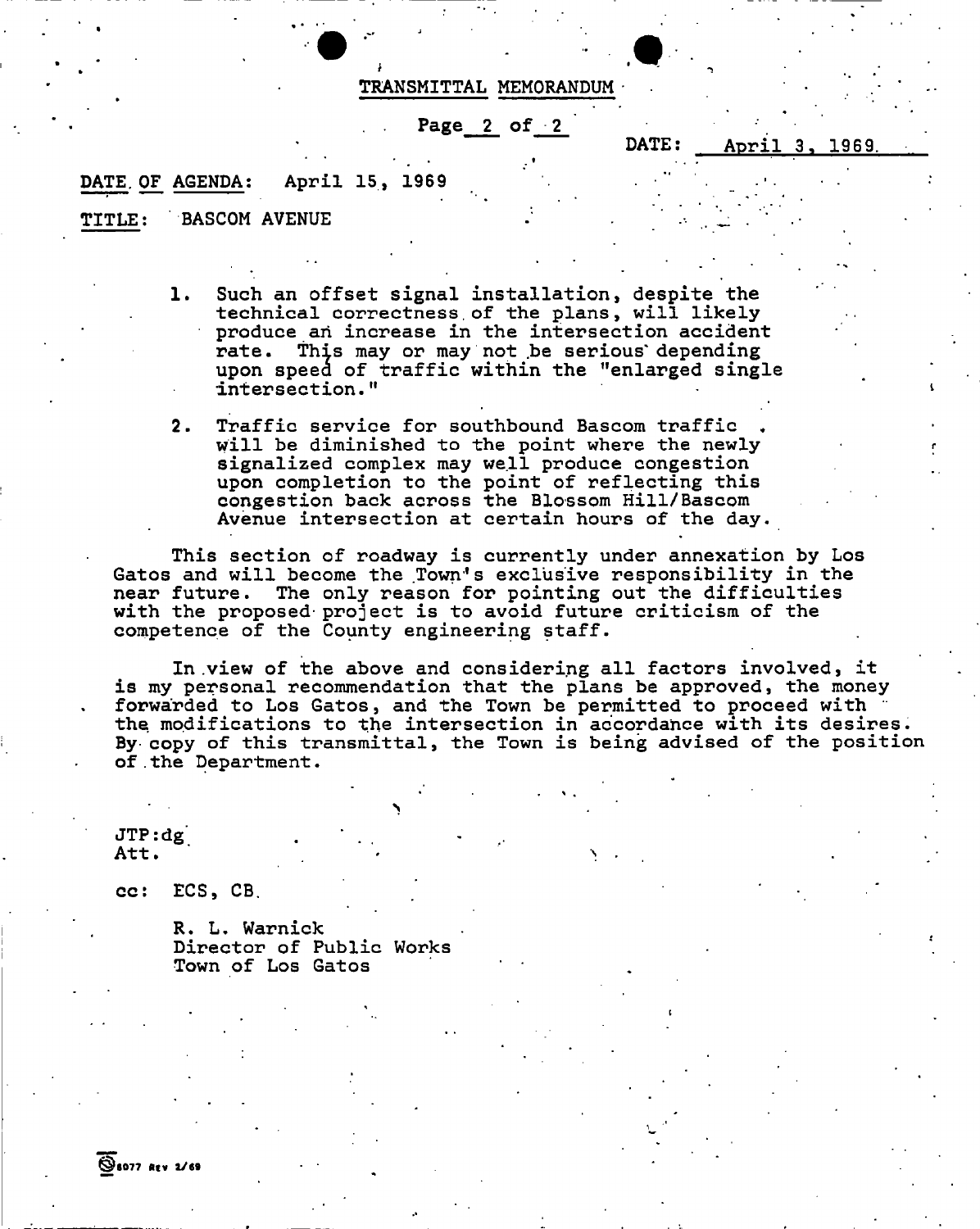TRANSMITTAL MEMORANDUM

DATE: April 3, 1969

DATE OF AGENDA: April 15, 1969

TITLE: BASCOM AVENUE

1. Such an offset signal installation, despite the technical correctness of the plans, will likely produce an increase in the intersection accident rate. This may or may not be serious depending upon speed of traffic within the "enlarged single intersection."

2. Traffic service for southbound Bascom traffic will be diminished to the point where the newly signalized complex may well produce congestion upon completion to the point of reflecting this congestion back across the Blossom Hill/Bascom Avenue intersection at certain hours of the day.

This section of roadway is currently under annexation by Los Gatos and will become the Town's exclusive responsibility in the near future. The only reason for pointing out the difficulties with the proposed project is to avoid future criticism of the competence of the County engineering staff.

In view of the above and considering all factors involved, it is my personal recommendation that the plans be approved, the money forwarded to Los Gatos, and the Town be permitted to proceed with the modifications to the intersection in accordance with its desires. By copy of this transmittal, the Town is being advised of the position of the Department.

JTP:dg
Att.

cc: ECS, CB

R. L. Warnick
Director of Public Works
Town of Los Gatos

8077 Rev 2/69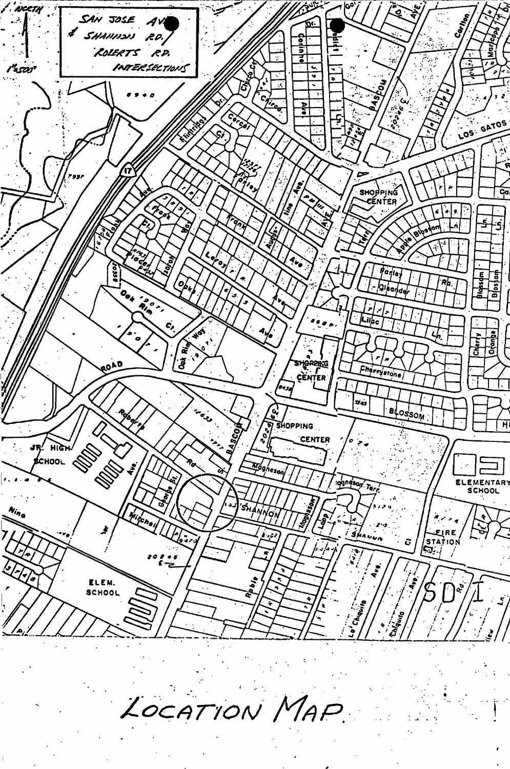NORTH

1" = 500'

SAN JOSE AVE. & SHANNON RD. / ROBERTS RD. INTERSECTIONS

LOCATION MAP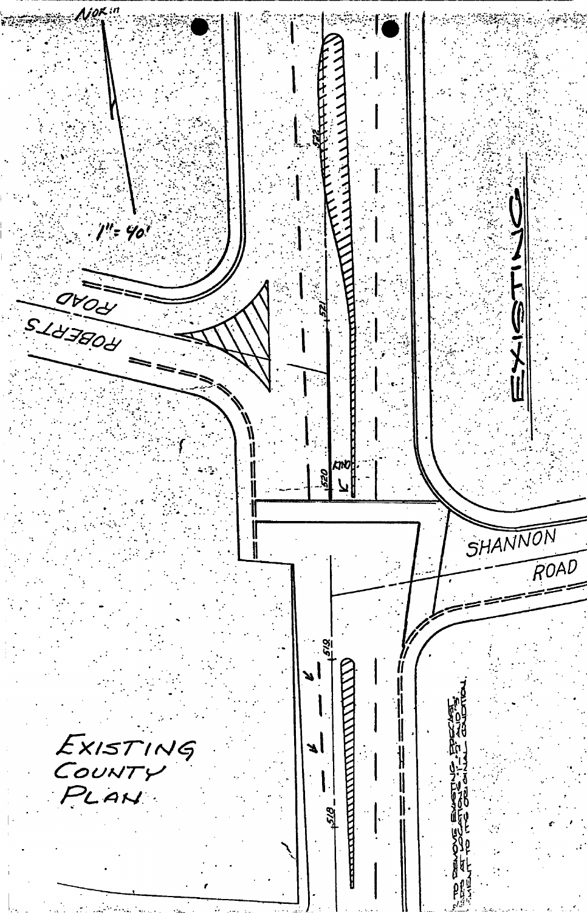NORTH

1" = 40'

ROBERTS ROAD

SHANNON ROAD

EXISTING

522

521

520

519

518

EXISTING
COUNTY
PLAN

TO REMOVE EXISTING PRECAST ... AT LOCATIONS ... AND ... TO ITS ORIGINAL CONDITION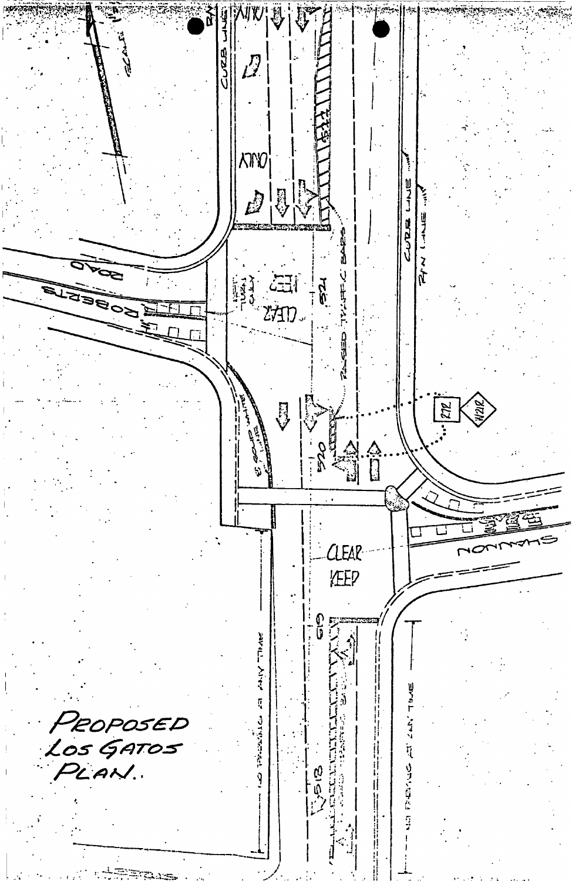ROBERTS ROAD

SHANNON

CURB LINE

CURB LINE

R/W LINE

ONLY

ONLY

LEFT TURN ONLY

KEEP CLEAR

KEEP CLEAR

RAISED TRAFFIC BARS

R7R

W21R

524

520

519

518

NO PARKING AT ANY TIME

NO PARKING AT ANY TIME

*PROPOSED LOS GATOS PLAN.*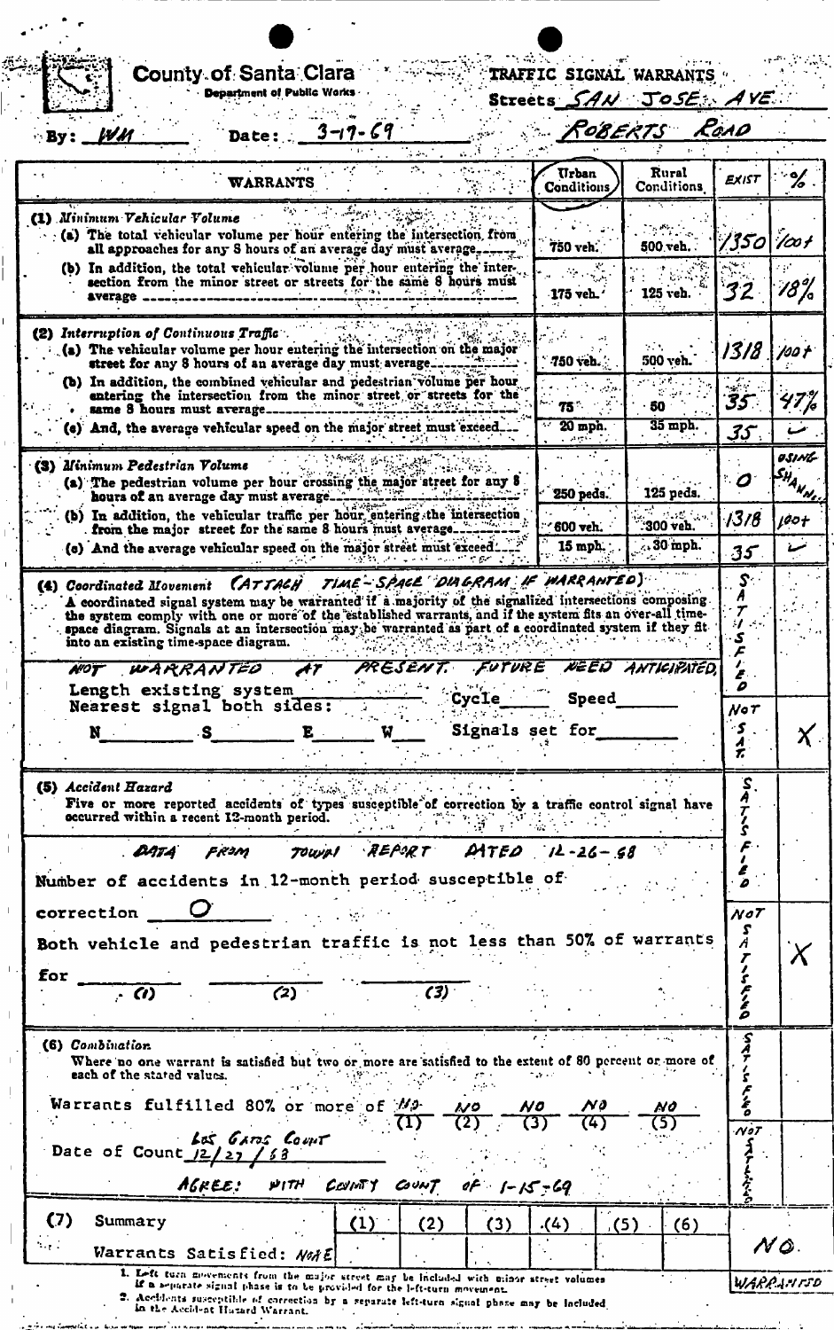**County of Santa Clara**
Department of Public Works

**TRAFFIC SIGNAL WARRANTS**

Streets SAN JOSE AVE
ROBERTS ROAD

By: WM Date: 3-17-69

| WARRANTS | Urban Conditions | Rural Conditions | EXIST | % |
|---|---|---|---|---|
| **(1) *Minimum Vehicular Volume*** | | | | |
| (a) The total vehicular volume per hour entering the intersection from all approaches for any 8 hours of an average day must average | 750 veh. | 500 veh. | 1350 | 100+ |
| (b) In addition, the total vehicular volume per hour entering the intersection from the minor street or streets for the same 8 hours must average | 175 veh. | 125 veh. | 32 | 18% |
| **(2) *Interruption of Continuous Traffic*** | | | | |
| (a) The vehicular volume per hour entering the intersection on the major street for any 8 hours of an average day must average | 750 veh. | 500 veh. | 1318 | 100+ |
| (b) In addition, the combined vehicular and pedestrian volume per hour entering the intersection from the minor street or streets for the same 8 hours must average | 75 | 50 | 35 | 47% |
| (c) And, the average vehicular speed on the major street must exceed | 20 mph. | 35 mph. | 35 | ✓ |
| **(3) *Minimum Pedestrian Volume*** | | | | USING SHANNON |
| (a) The pedestrian volume per hour crossing the major street for any 8 hours of an average day must average | 250 peds. | 125 peds. | 0 | |
| (b) In addition, the vehicular traffic per hour entering the intersection from the major street for the same 8 hours must average | 600 veh. | 300 veh. | 1318 | 100+ |
| (c) And the average vehicular speed on the major street must exceed | 15 mph. | 30 mph. | 35 | ✓ |

**(4) *Coordinated Movement*** (ATTACH TIME-SPACE DIAGRAM IF WARRANTED)
A coordinated signal system may be warranted if a majority of the signalized intersections composing the system comply with one or more of the established warrants, and if the system fits an over-all time-space diagram. Signals at an intersection may be warranted as part of a coordinated system if they fit into an existing time-space diagram.

NOT WARRANTED AT PRESENT. FUTURE NEED ANTICIPATED.

Length existing system ______ Cycle ______ Speed ______
Nearest signal both sides:
N ______ S ______ E ______ W ______ Signals set for ______

SATISFIED / NOT SATISFIED: X

**(5) *Accident Hazard***
Five or more reported accidents of types susceptible of correction by a traffic control signal have occurred within a recent 12-month period.

DATA FROM TOWN REPORT DATED 12-26-68

Number of accidents in 12-month period susceptible of correction 0

Both vehicle and pedestrian traffic is not less than 50% of warrants for ______ (1) ______ (2) ______ (3)

SATISFIED / NOT SATISFIED: X

**(6) *Combination***
Where no one warrant is satisfied but two or more are satisfied to the extent of 80 percent or more of each of the stated values.

Warrants fulfilled 80% or more of NO (1) NO (2) NO (3) NO (4) NO (5)

Date of Count 12/27/68 LOS GATOS COUNT

AGREE: WITH COUNTY COUNT OF 1-15-69

SATISFIED / NOT SATISFIED

| (7) Summary | (1) | (2) | (3) | (4) | (5) | (6) | |
|---|---|---|---|---|---|---|---|
| Warrants Satisfied: NONE | | | | | | | NO WARRANTED |

1. Left turn movements from the major street may be included with minor street volumes if a separate signal phase is to be provided for the left-turn movement.
2. Accidents susceptible of correction by a separate left-turn signal phase may be included in the Accident Hazard Warrant.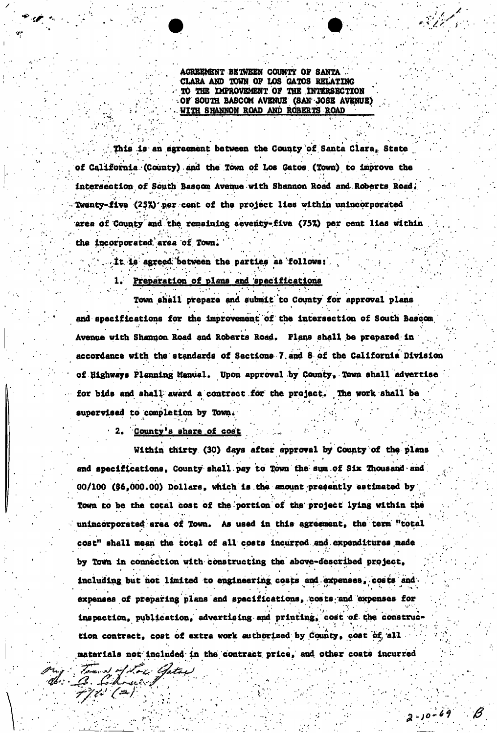**AGREEMENT BETWEEN COUNTY OF SANTA CLARA AND TOWN OF LOS GATOS RELATING TO THE IMPROVEMENT OF THE INTERSECTION OF SOUTH BASCOM AVENUE (SAN JOSE AVENUE) WITH SHANNON ROAD AND ROBERTS ROAD**

This is an agreement between the County of Santa Clara, State of California (County) and the Town of Los Gatos (Town) to improve the intersection of South Bascom Avenue with Shannon Road and Roberts Road. Twenty-five (25%) per cent of the project lies within unincorporated area of County and the remaining seventy-five (75%) per cent lies within the incorporated area of Town.

It is agreed between the parties as follows:

1. Preparation of plans and specifications

Town shall prepare and submit to County for approval plans and specifications for the improvement of the intersection of South Bascom Avenue with Shannon Road and Roberts Road. Plans shall be prepared in accordance with the standards of Sections 7 and 8 of the California Division of Highways Planning Manual. Upon approval by County, Town shall advertise for bids and shall award a contract for the project. The work shall be supervised to completion by Town.

2. County's share of cost

Within thirty (30) days after approval by County of the plans and specifications, County shall pay to Town the sum of Six Thousand and 00/100 ($6,000.00) Dollars, which is the amount presently estimated by Town to be the total cost of the portion of the project lying within the unincorporated area of Town. As used in this agreement, the term "total cost" shall mean the total of all costs incurred and expenditures made by Town in connection with constructing the above-described project, including but not limited to engineering costs and expenses, costs and expenses of preparing plans and specifications, costs and expenses for inspection, publication, advertising and printing, cost of the construction contract, cost of extra work authorized by County, cost of all materials not included in the contract price, and other costs incurred

Orig: Town of Los Gatos
cc: C. Schroeder
7/7 (2)

2-10-69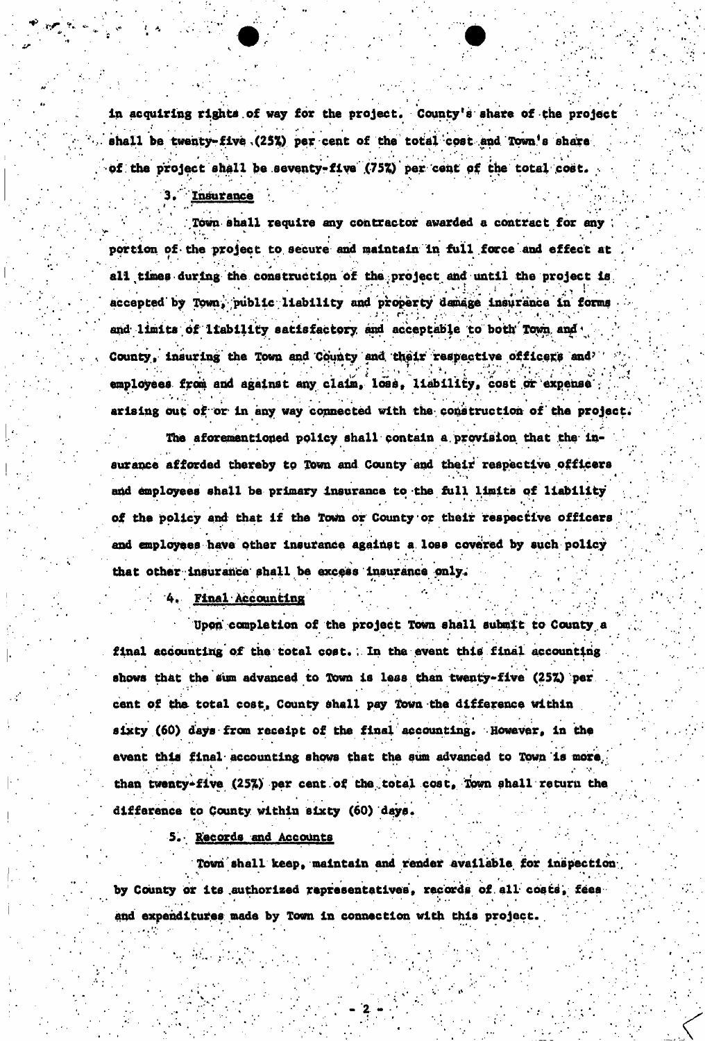in acquiring rights of way for the project. County's share of the project shall be twenty-five (25%) per cent of the total cost and Town's share of the project shall be seventy-five (75%) per cent of the total cost.

3. <u>Insurance</u>

Town shall require any contractor awarded a contract for any portion of the project to secure and maintain in full force and effect at all times during the construction of the project and until the project is accepted by Town, public liability and property damage insurance in forms and limits of liability satisfactory and acceptable to both Town and County, insuring the Town and County and their respective officers and employees from and against any claim, loss, liability, cost or expense arising out of or in any way connected with the construction of the project.

The aforementioned policy shall contain a provision that the insurance afforded thereby to Town and County and their respective officers and employees shall be primary insurance to the full limits of liability of the policy and that if the Town or County or their respective officers and employees have other insurance against a loss covered by such policy that other insurance shall be excess insurance only.

4. <u>Final Accounting</u>

Upon completion of the project Town shall submit to County a final accounting of the total cost. In the event this final accounting shows that the sum advanced to Town is less than twenty-five (25%) per cent of the total cost, County shall pay Town the difference within sixty (60) days from receipt of the final accounting. However, in the event this final accounting shows that the sum advanced to Town is more than twenty-five (25%) per cent of the total cost, Town shall return the difference to County within sixty (60) days.

5. <u>Records and Accounts</u>

Town shall keep, maintain and render available for inspection by County or its authorized representatives, records of all costs, fees and expenditures made by Town in connection with this project.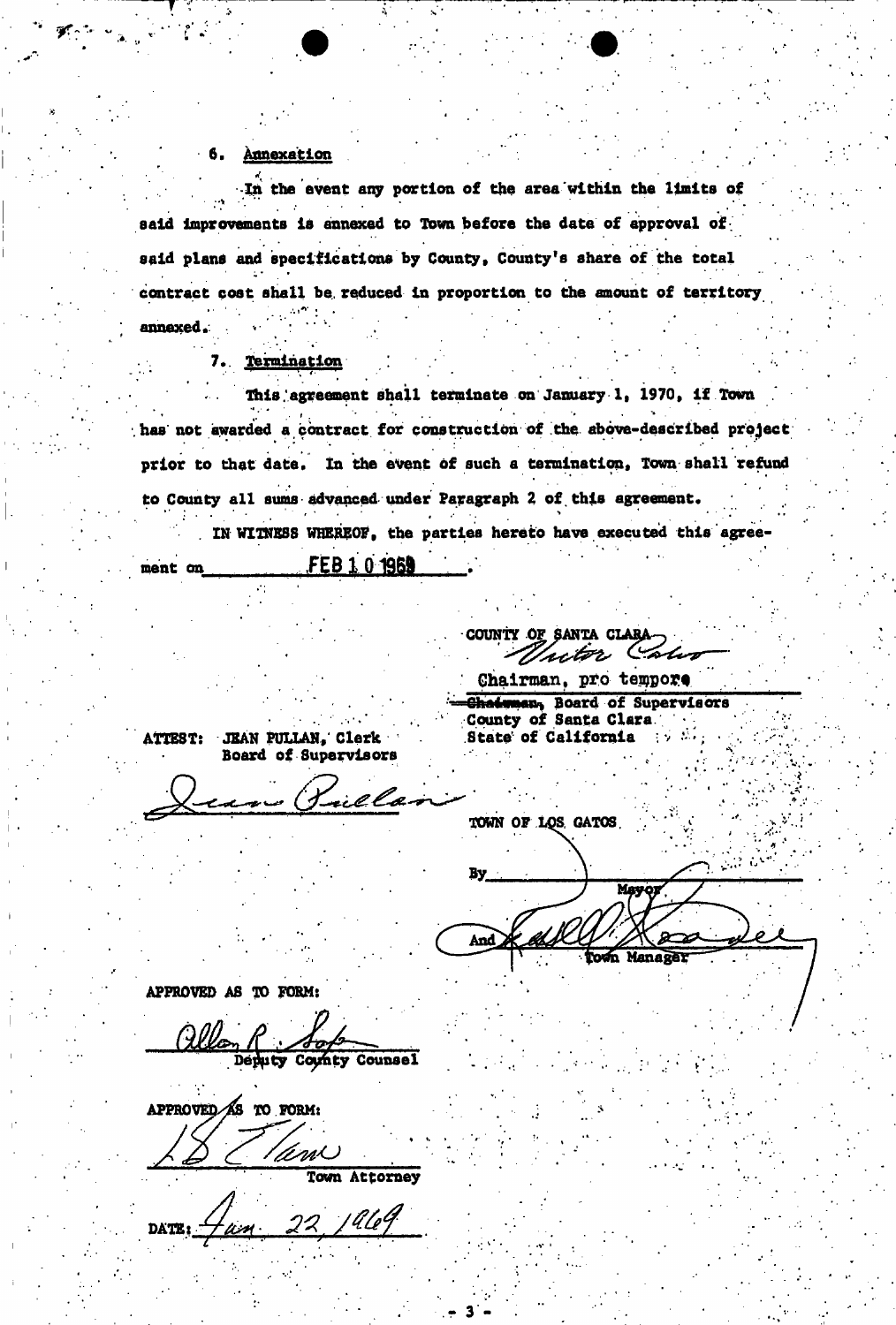6. Annexation

In the event any portion of the area within the limits of said improvements is annexed to Town before the date of approval of said plans and specifications by County, County's share of the total contract cost shall be reduced in proportion to the amount of territory annexed.

7. Termination

This agreement shall terminate on January 1, 1970, if Town has not awarded a contract for construction of the above-described project prior to that date. In the event of such a termination, Town shall refund to County all sums advanced under Paragraph 2 of this agreement.

IN WITNESS WHEREOF, the parties hereto have executed this agreement on FEB 10 1969.

COUNTY OF SANTA CLARA

Victor Calvo

Chairman, pro tempore

~~Chairman~~, Board of Supervisors
County of Santa Clara
State of California

ATTEST: JEAN PULLAN, Clerk
Board of Supervisors

Jean Pullan

TOWN OF LOS GATOS

By ____________________
Mayor

And ____________________
Town Manager

APPROVED AS TO FORM:

Allan R. Saxe
Deputy County Counsel

APPROVED AS TO FORM:

Town Attorney

DATE: Jan. 22, 1969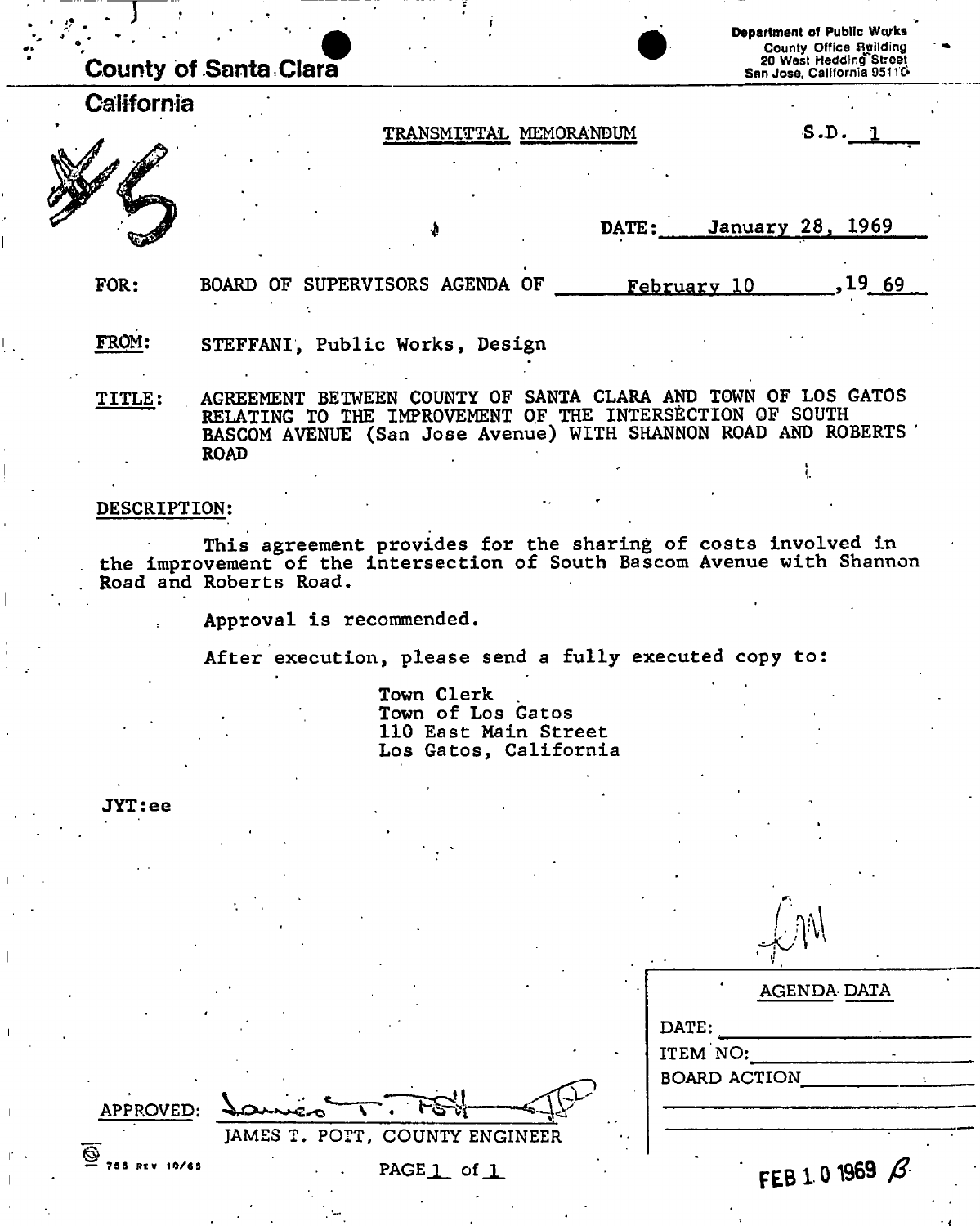County of Santa Clara

California

Department of Public Works
County Office Building
20 West Hedding Street
San Jose, California 95110

#5

TRANSMITTAL MEMORANDUM

S.D. 1

DATE: January 28, 1969

FOR: BOARD OF SUPERVISORS AGENDA OF February 10, 1969

FROM: STEFFANI, Public Works, Design

TITLE: AGREEMENT BETWEEN COUNTY OF SANTA CLARA AND TOWN OF LOS GATOS RELATING TO THE IMPROVEMENT OF THE INTERSECTION OF SOUTH BASCOM AVENUE (San Jose Avenue) WITH SHANNON ROAD AND ROBERTS ROAD

DESCRIPTION:

This agreement provides for the sharing of costs involved in the improvement of the intersection of South Bascom Avenue with Shannon Road and Roberts Road.

Approval is recommended.

After execution, please send a fully executed copy to:

Town Clerk
Town of Los Gatos
110 East Main Street
Los Gatos, California

JYT:ee

APPROVED: James T. Pott
JAMES T. POTT, COUNTY ENGINEER

AGENDA DATA

DATE:

ITEM NO:

BOARD ACTION

FEB 10 1969

755 REV 10/65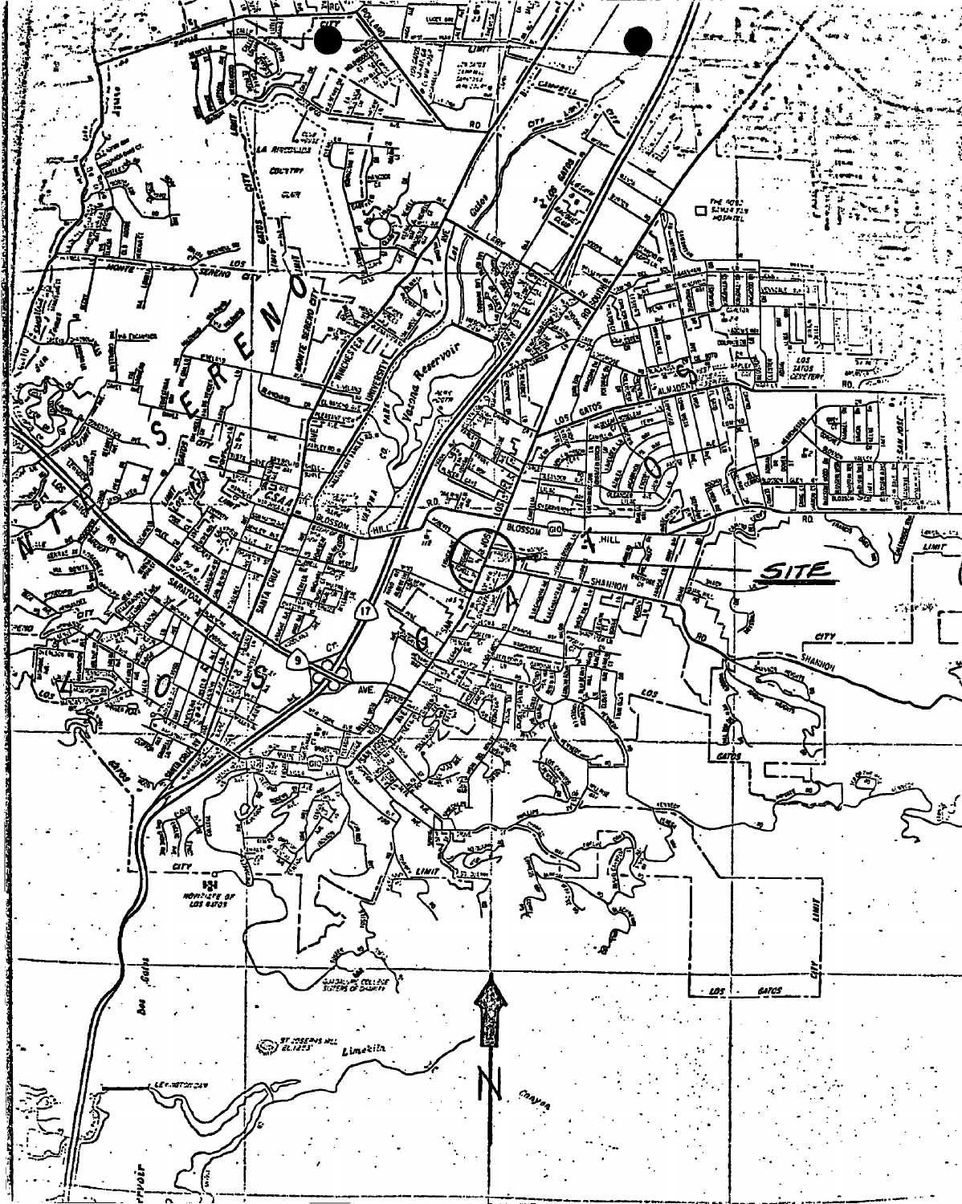SITE

MONTE SERENO

LOS GATOS

N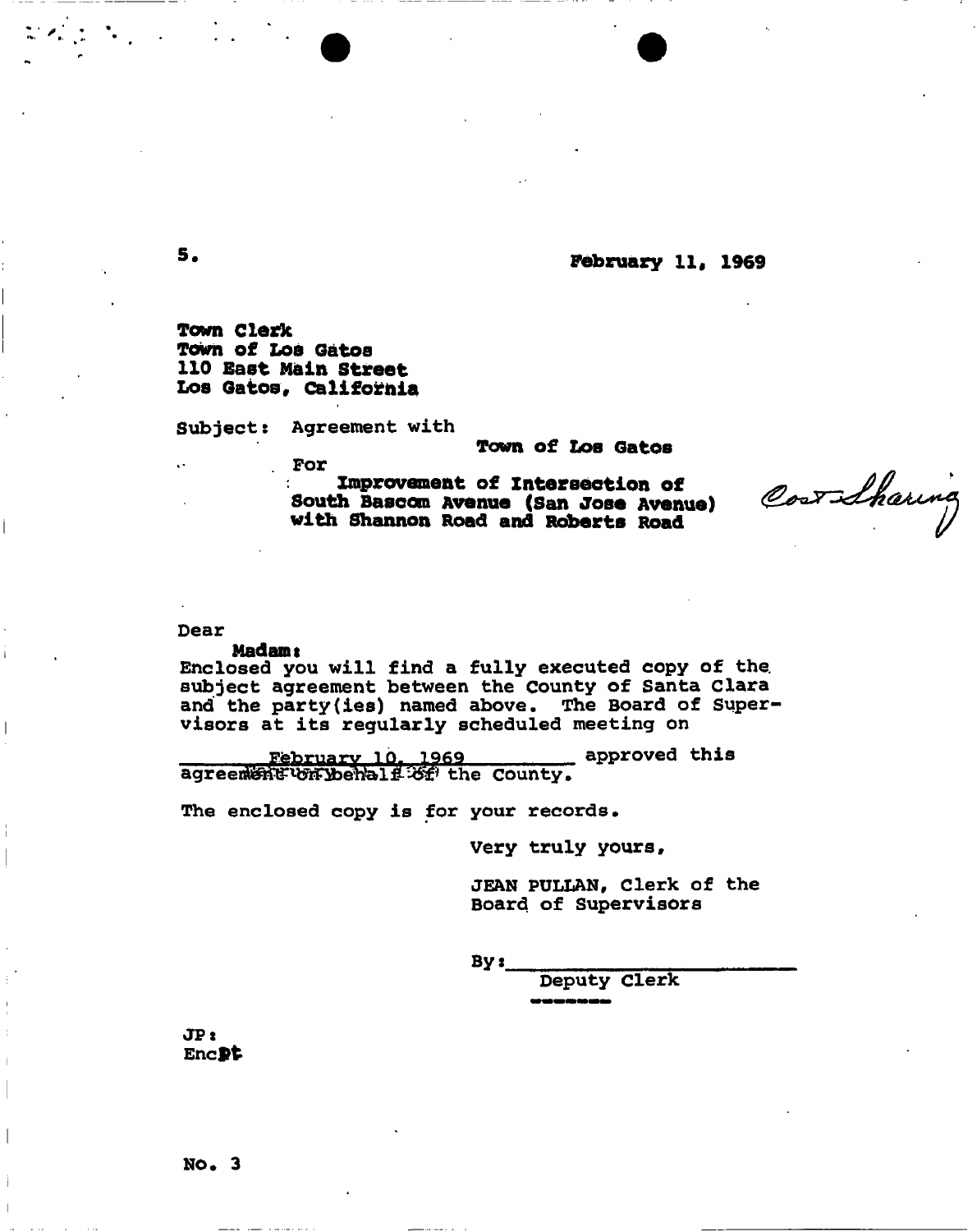5.

**February 11, 1969**

**Town Clerk**
**Town of Los Gatos**
**110 East Main Street**
**Los Gatos, California**

Subject: Agreement with

**Town of Los Gatos**

For

**Improvement of Intersection of South Bascom Avenue (San Jose Avenue) with Shannon Road and Roberts Road**

*Cost Sharing*

Dear

**Madam:**

Enclosed you will find a fully executed copy of the subject agreement between the County of Santa Clara and the party(ies) named above. The Board of Supervisors at its regularly scheduled meeting on

February 10, 1969 approved this agreement on behalf of the County.

The enclosed copy is for your records.

Very truly yours,

JEAN PULLAN, Clerk of the Board of Supervisors

By: ________________________
Deputy Clerk

JP:
Encl.

No. 3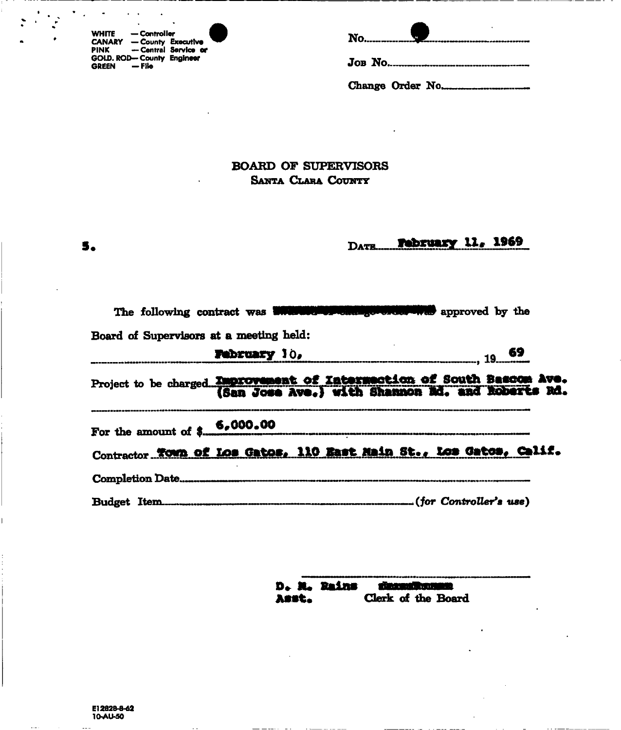WHITE — Controller
CANARY — County Executive
PINK — Central Service or
GOLD. ROD— County Engineer
GREEN — File

No.

Job No.

Change Order No.

# BOARD OF SUPERVISORS
## Santa Clara County

5.

Date February 11, 1969

The following contract was ~~████████████~~ approved by the Board of Supervisors at a meeting held:

February 10, 19 69

Project to be charged Improvement of Intersection of South Bascom Ave. (San Jose Ave.) with Shannon Rd. and Roberts Rd.

For the amount of $ 6,000.00

Contractor Town of Los Gatos, 110 East Main St., Los Gatos, Calif.

Completion Date

Budget Item *(for Controller's use)*

D. M. Rains ~~██████~~
Asst. Clerk of the Board

E12828-8-62
10-AU-50